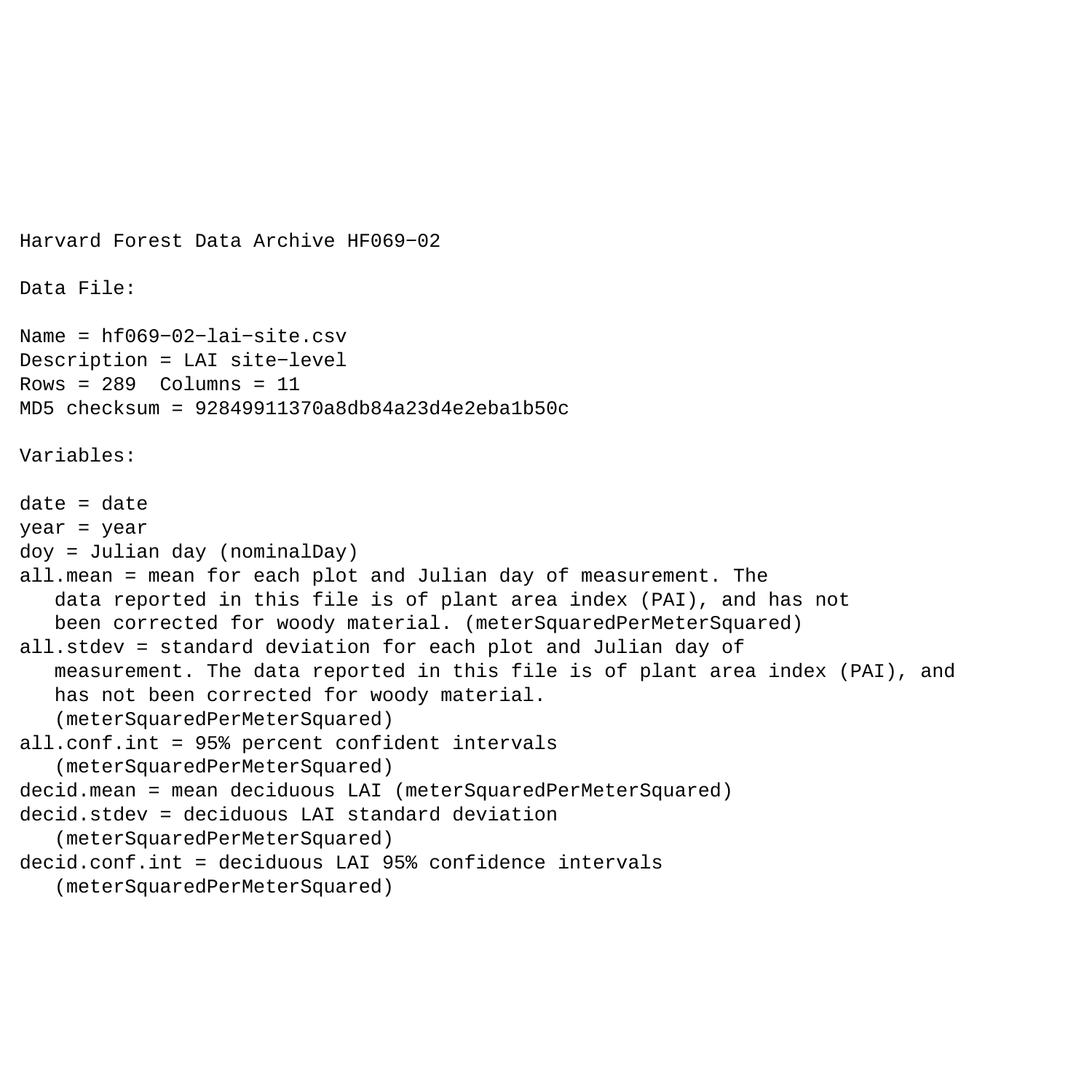Harvard Forest Data Archive HF069-02

Data File:

Name = hf069-02-lai-site.csv
Description = LAI site-level
Rows = 289  Columns = 11
MD5 checksum = 92849911370a8db84a23d4e2eba1b50c

Variables:

date = date
year = year
doy = Julian day (nominalDay)
all.mean = mean for each plot and Julian day of measurement. The
   data reported in this file is of plant area index (PAI), and has not
   been corrected for woody material. (meterSquaredPerMeterSquared)
all.stdev = standard deviation for each plot and Julian day of
   measurement. The data reported in this file is of plant area index (PAI), and
   has not been corrected for woody material.
   (meterSquaredPerMeterSquared)
all.conf.int = 95% percent confident intervals
   (meterSquaredPerMeterSquared)
decid.mean = mean deciduous LAI (meterSquaredPerMeterSquared)
decid.stdev = deciduous LAI standard deviation
   (meterSquaredPerMeterSquared)
decid.conf.int = deciduous LAI 95% confidence intervals
   (meterSquaredPerMeterSquared)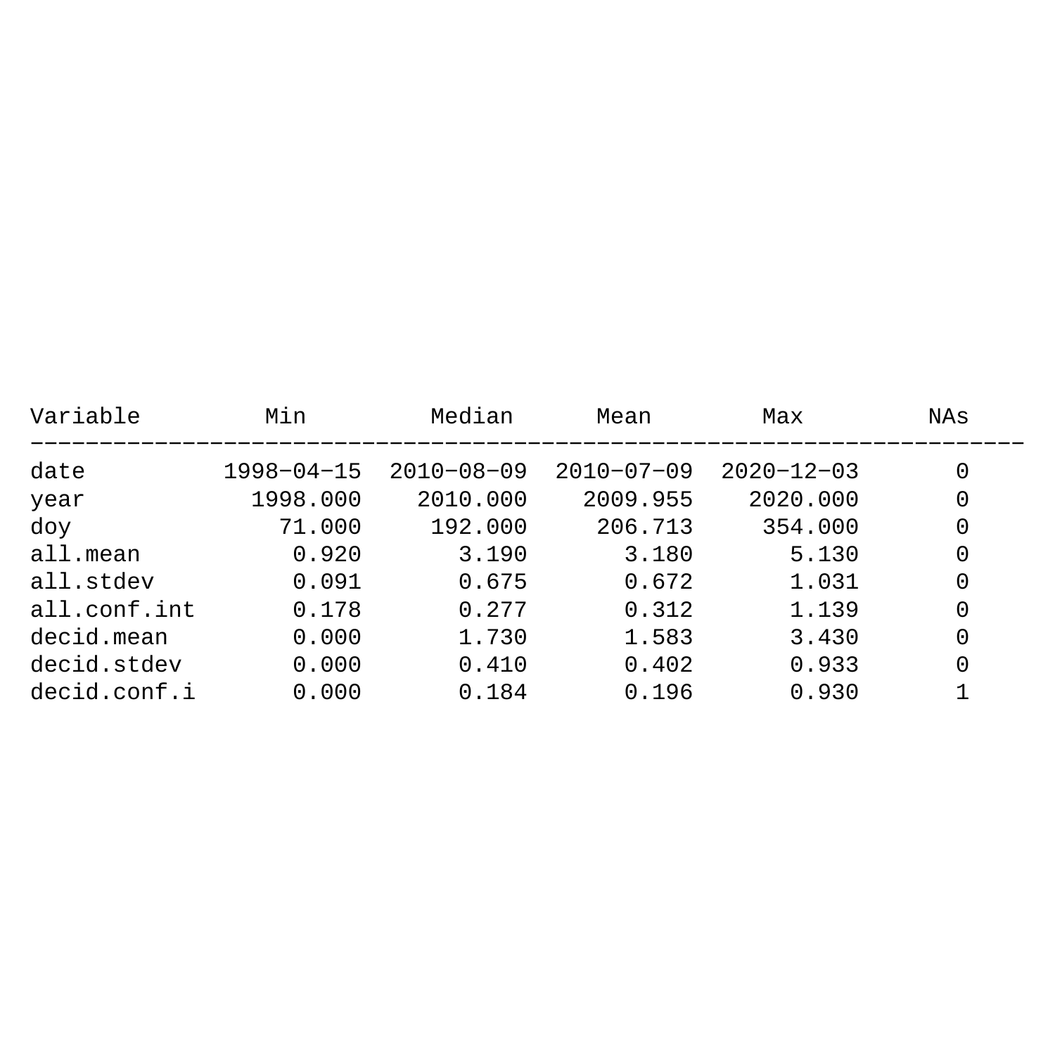| Variable | Min | Median | Mean | Max | NAs |
|---|---|---|---|---|---|
| date | 1998−04−15 | 2010−08−09 | 2010−07−09 | 2020−12−03 | 0 |
| year | 1998.000 | 2010.000 | 2009.955 | 2020.000 | 0 |
| doy | 71.000 | 192.000 | 206.713 | 354.000 | 0 |
| all.mean | 0.920 | 3.190 | 3.180 | 5.130 | 0 |
| all.stdev | 0.091 | 0.675 | 0.672 | 1.031 | 0 |
| all.conf.int | 0.178 | 0.277 | 0.312 | 1.139 | 0 |
| decid.mean | 0.000 | 1.730 | 1.583 | 3.430 | 0 |
| decid.stdev | 0.000 | 0.410 | 0.402 | 0.933 | 0 |
| decid.conf.i | 0.000 | 0.184 | 0.196 | 0.930 | 1 |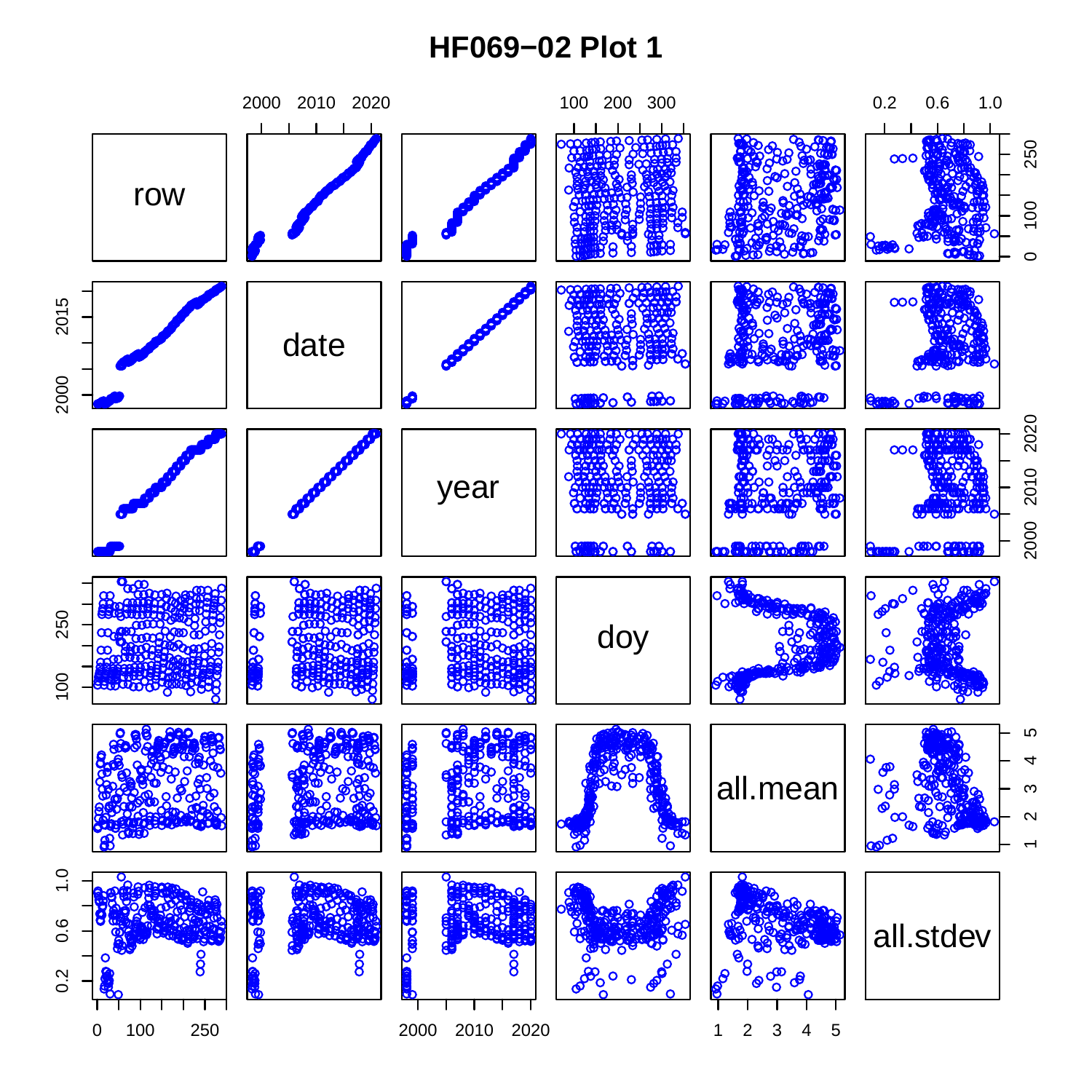# HF069−02 Plot 1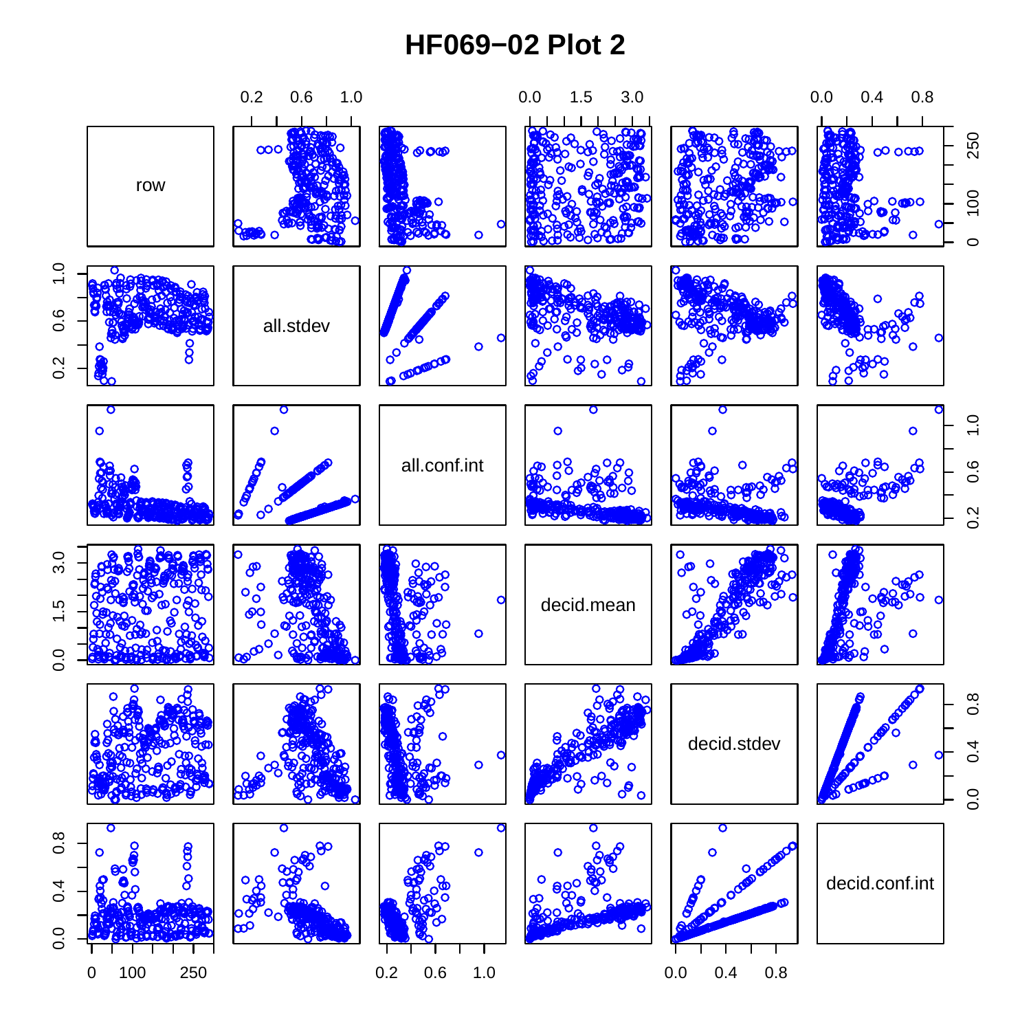# HF069−02 Plot 2

row

all.stdev

all.conf.int

decid.mean

decid.stdev

decid.conf.int

0.2 0.6 1.0

0.0 1.5 3.0

0.0 0.4 0.8

250 100 0

1.0 0.6 0.2

1.0 0.6 0.2

3.0 1.5 0.0

0.8 0.4 0.0

0.8 0.4 0.0

0 100 250

0.2 0.6 1.0

0.0 0.4 0.8